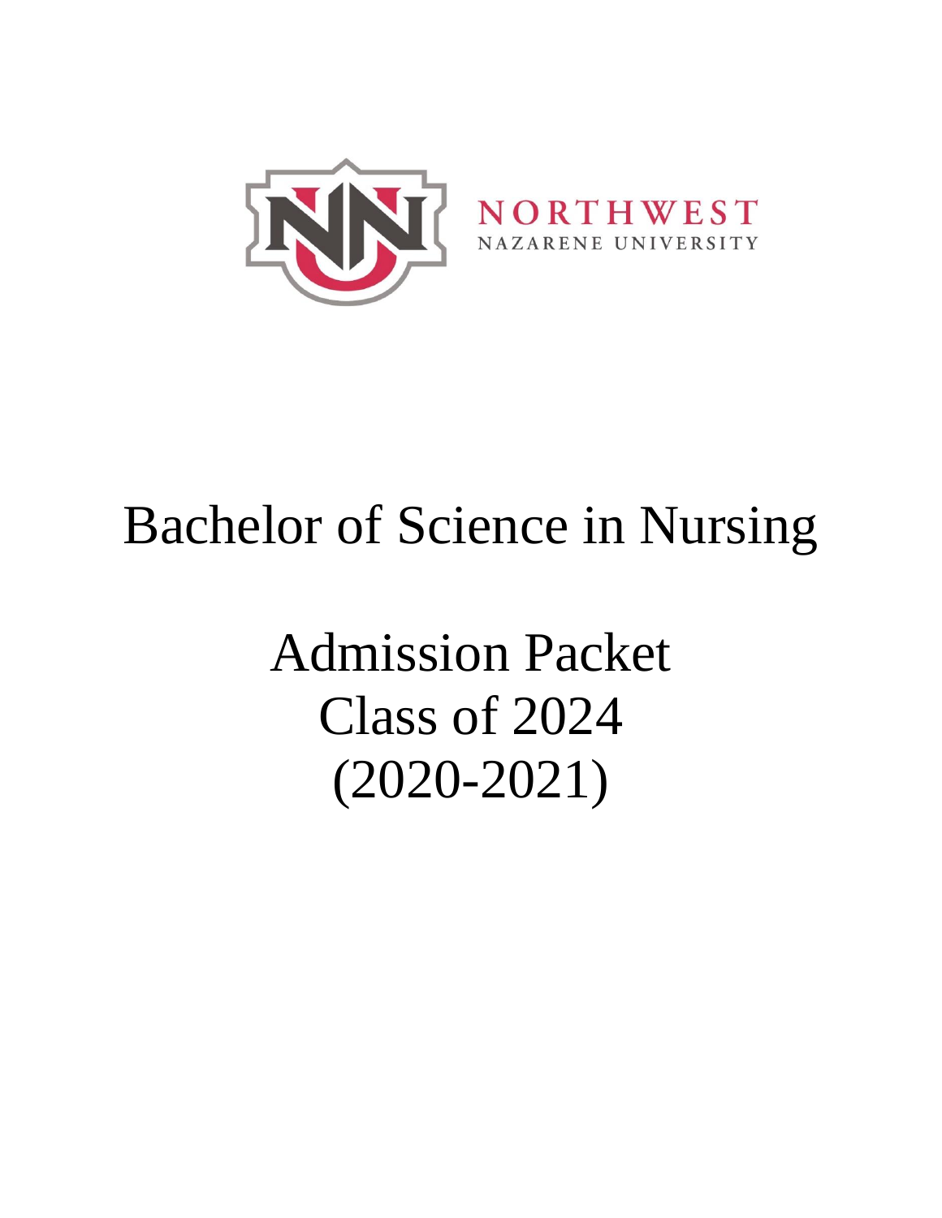NORTHWEST
NAZARENE UNIVERSITY

# Bachelor of Science in Nursing

## Admission Packet
## Class of 2024
## (2020-2021)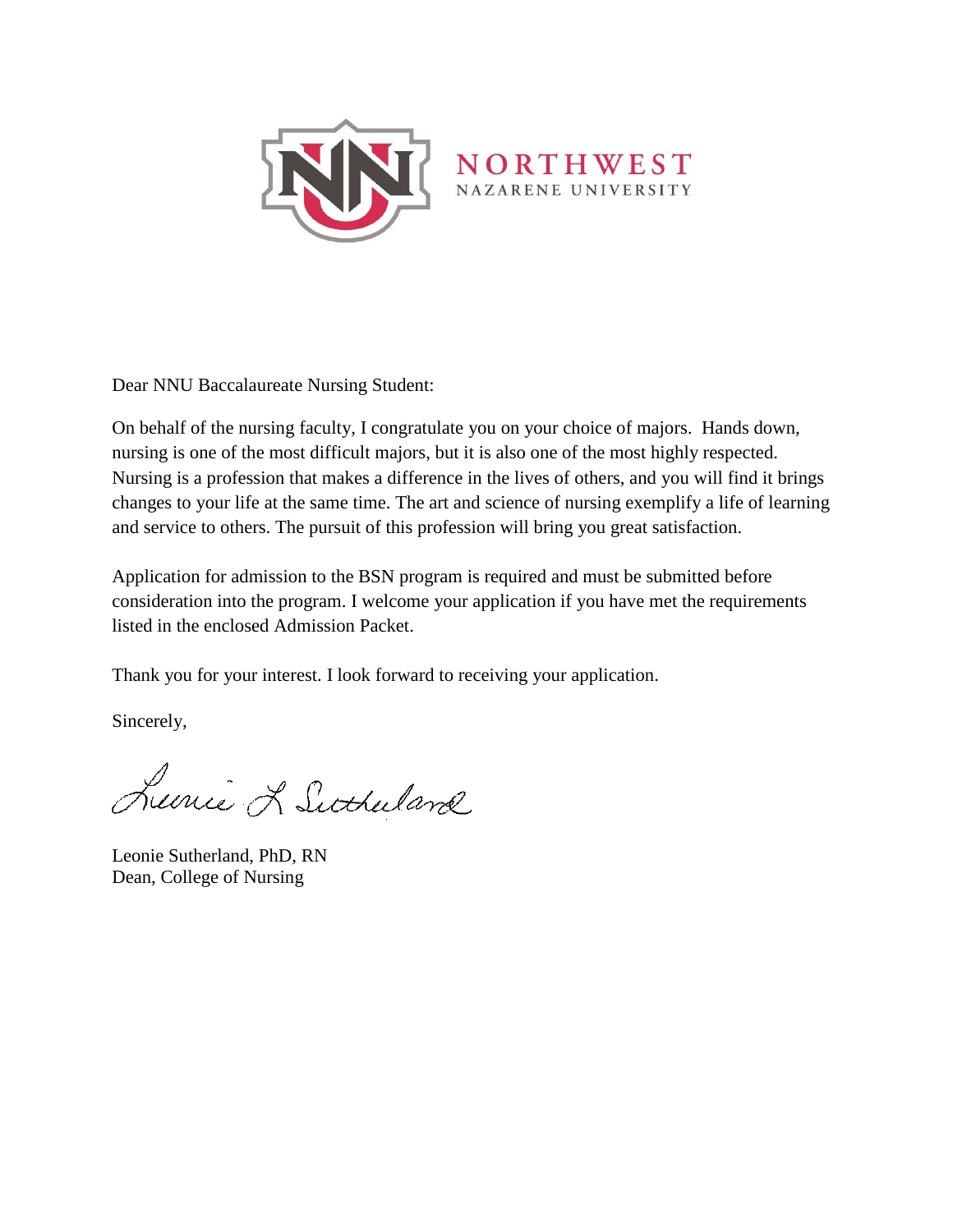NORTHWEST
NAZARENE UNIVERSITY

Dear NNU Baccalaureate Nursing Student:

On behalf of the nursing faculty, I congratulate you on your choice of majors. Hands down, nursing is one of the most difficult majors, but it is also one of the most highly respected. Nursing is a profession that makes a difference in the lives of others, and you will find it brings changes to your life at the same time. The art and science of nursing exemplify a life of learning and service to others. The pursuit of this profession will bring you great satisfaction.

Application for admission to the BSN program is required and must be submitted before consideration into the program. I welcome your application if you have met the requirements listed in the enclosed Admission Packet.

Thank you for your interest. I look forward to receiving your application.

Sincerely,

Leonie L Sutherland

Leonie Sutherland, PhD, RN
Dean, College of Nursing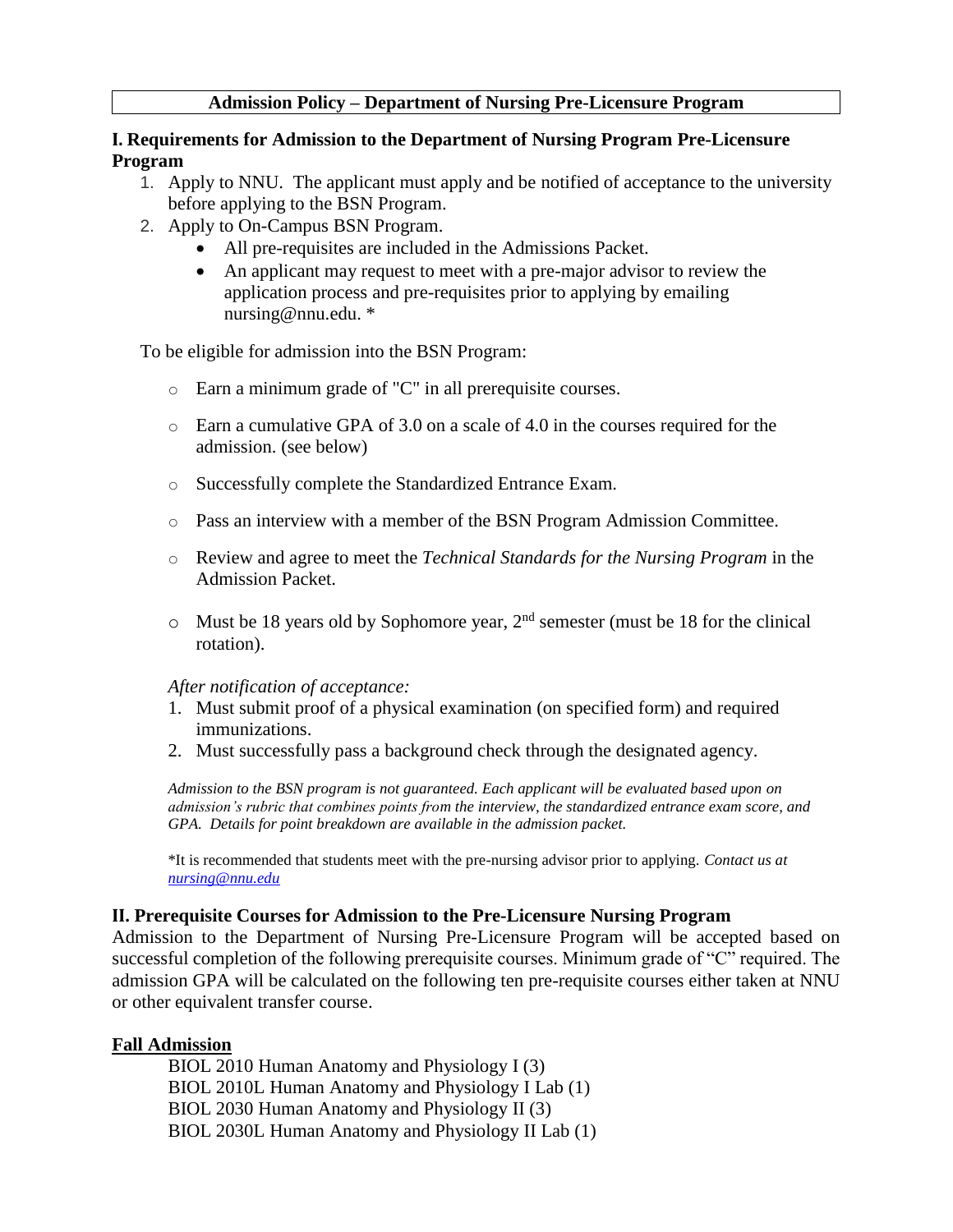# Admission Policy – Department of Nursing Pre-Licensure Program

## I. Requirements for Admission to the Department of Nursing Program Pre-Licensure Program

1. Apply to NNU. The applicant must apply and be notified of acceptance to the university before applying to the BSN Program.
2. Apply to On-Campus BSN Program.
   - All pre-requisites are included in the Admissions Packet.
   - An applicant may request to meet with a pre-major advisor to review the application process and pre-requisites prior to applying by emailing nursing@nnu.edu. *

To be eligible for admission into the BSN Program:

- Earn a minimum grade of "C" in all prerequisite courses.
- Earn a cumulative GPA of 3.0 on a scale of 4.0 in the courses required for the admission. (see below)
- Successfully complete the Standardized Entrance Exam.
- Pass an interview with a member of the BSN Program Admission Committee.
- Review and agree to meet the *Technical Standards for the Nursing Program* in the Admission Packet.
- Must be 18 years old by Sophomore year, 2nd semester (must be 18 for the clinical rotation).

*After notification of acceptance:*

1. Must submit proof of a physical examination (on specified form) and required immunizations.
2. Must successfully pass a background check through the designated agency.

*Admission to the BSN program is not guaranteed. Each applicant will be evaluated based upon on admission's rubric that combines points from the interview, the standardized entrance exam score, and GPA. Details for point breakdown are available in the admission packet.*

*It is recommended that students meet with the pre-nursing advisor prior to applying. *Contact us at nursing@nnu.edu*

## II. Prerequisite Courses for Admission to the Pre-Licensure Nursing Program

Admission to the Department of Nursing Pre-Licensure Program will be accepted based on successful completion of the following prerequisite courses. Minimum grade of "C" required. The admission GPA will be calculated on the following ten pre-requisite courses either taken at NNU or other equivalent transfer course.

**Fall Admission**

BIOL 2010 Human Anatomy and Physiology I (3)
BIOL 2010L Human Anatomy and Physiology I Lab (1)
BIOL 2030 Human Anatomy and Physiology II (3)
BIOL 2030L Human Anatomy and Physiology II Lab (1)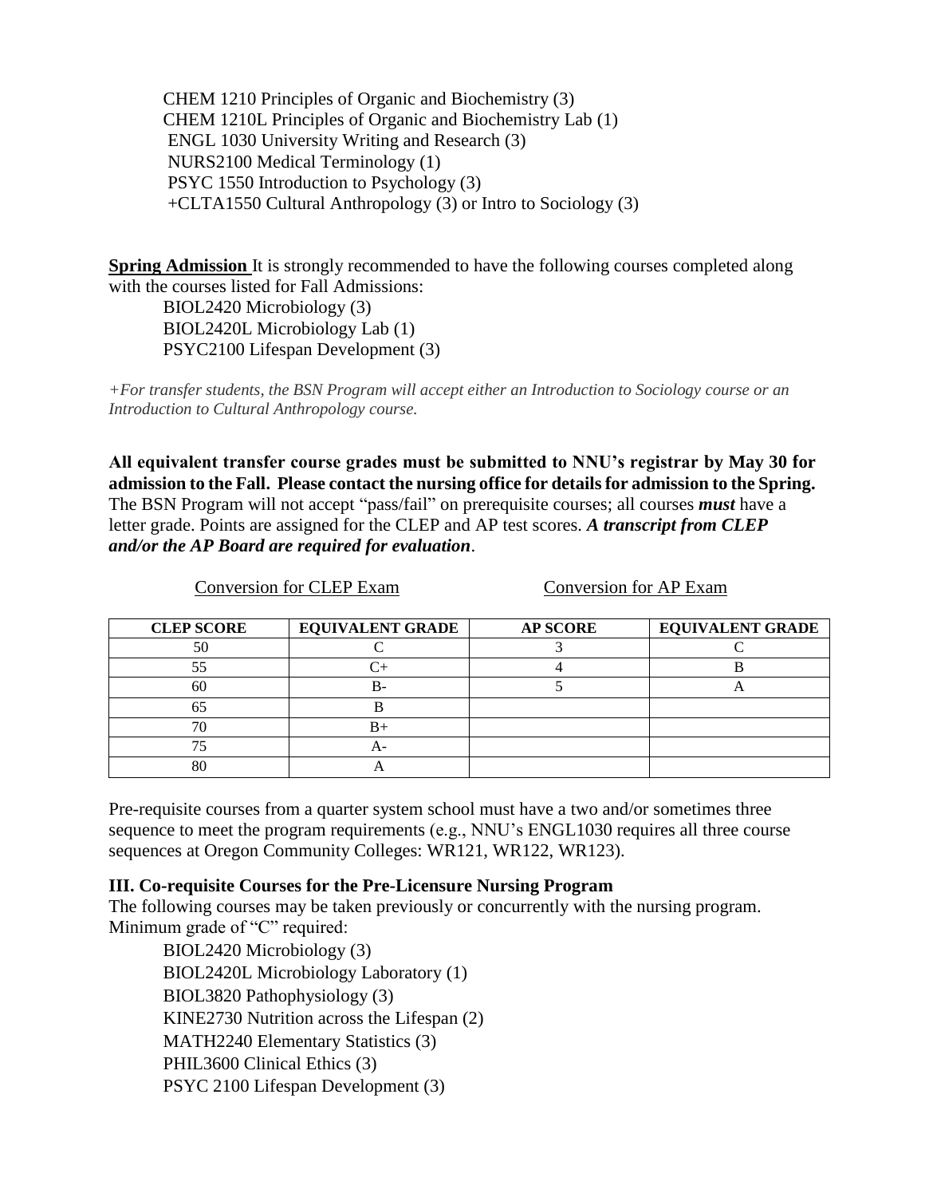CHEM 1210 Principles of Organic and Biochemistry (3)
CHEM 1210L Principles of Organic and Biochemistry Lab (1)
ENGL 1030 University Writing and Research (3)
NURS2100 Medical Terminology (1)
PSYC 1550 Introduction to Psychology (3)
+CLTA1550 Cultural Anthropology (3) or Intro to Sociology (3)

**Spring Admission** It is strongly recommended to have the following courses completed along with the courses listed for Fall Admissions:

BIOL2420 Microbiology (3)
BIOL2420L Microbiology Lab (1)
PSYC2100 Lifespan Development (3)

*+For transfer students, the BSN Program will accept either an Introduction to Sociology course or an Introduction to Cultural Anthropology course.*

**All equivalent transfer course grades must be submitted to NNU's registrar by May 30 for admission to the Fall. Please contact the nursing office for details for admission to the Spring.** The BSN Program will not accept "pass/fail" on prerequisite courses; all courses ***must*** have a letter grade. Points are assigned for the CLEP and AP test scores. ***A transcript from CLEP and/or the AP Board are required for evaluation***.

Conversion for CLEP Exam | Conversion for AP Exam

| CLEP SCORE | EQUIVALENT GRADE | AP SCORE | EQUIVALENT GRADE |
|---|---|---|---|
| 50 | C | 3 | C |
| 55 | C+ | 4 | B |
| 60 | B- | 5 | A |
| 65 | B | | |
| 70 | B+ | | |
| 75 | A- | | |
| 80 | A | | |

Pre-requisite courses from a quarter system school must have a two and/or sometimes three sequence to meet the program requirements (e.g., NNU's ENGL1030 requires all three course sequences at Oregon Community Colleges: WR121, WR122, WR123).

### III. Co-requisite Courses for the Pre-Licensure Nursing Program

The following courses may be taken previously or concurrently with the nursing program. Minimum grade of "C" required:

BIOL2420 Microbiology (3)
BIOL2420L Microbiology Laboratory (1)
BIOL3820 Pathophysiology (3)
KINE2730 Nutrition across the Lifespan (2)
MATH2240 Elementary Statistics (3)
PHIL3600 Clinical Ethics (3)
PSYC 2100 Lifespan Development (3)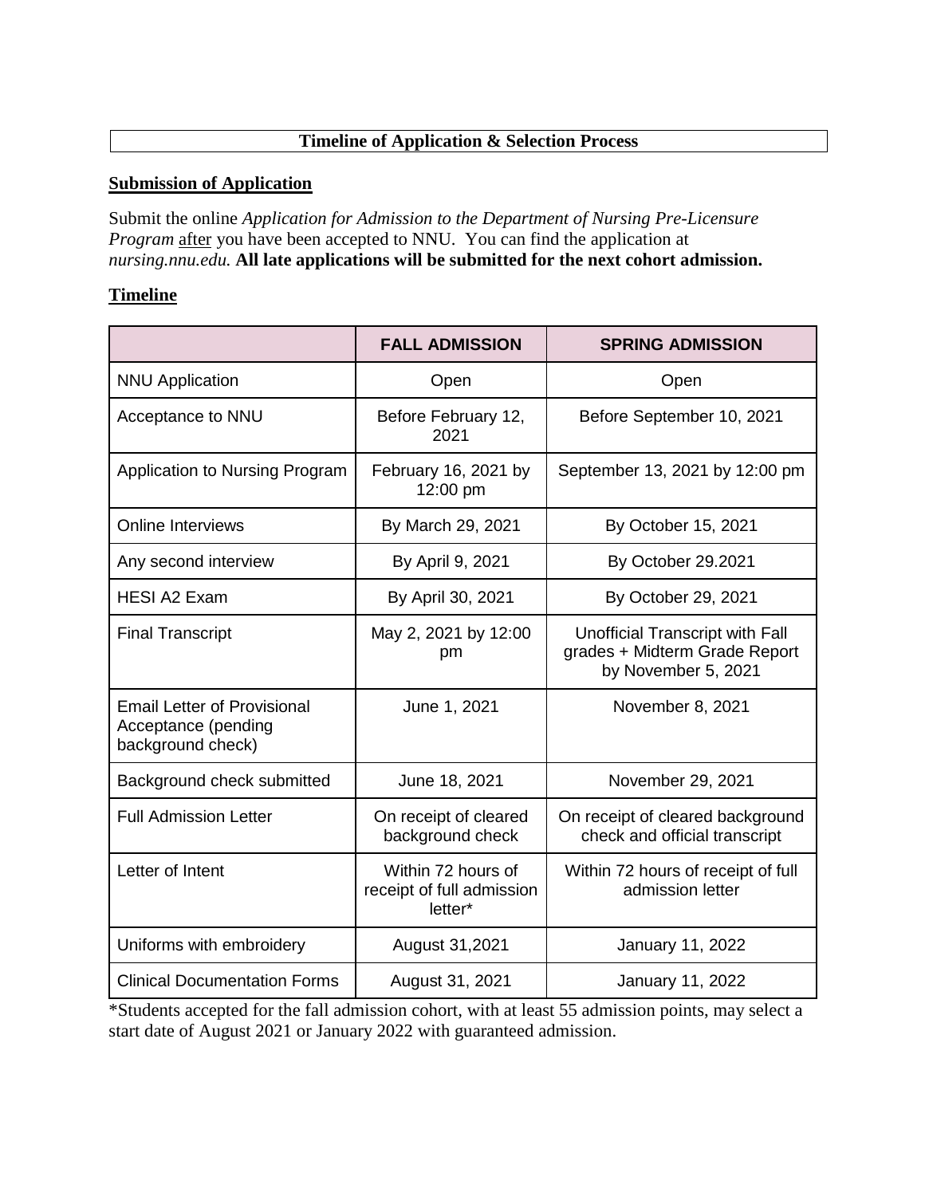## Timeline of Application & Selection Process

**Submission of Application**

Submit the online *Application for Admission to the Department of Nursing Pre-Licensure Program* after you have been accepted to NNU. You can find the application at *nursing.nnu.edu.* **All late applications will be submitted for the next cohort admission.**

**Timeline**

| | FALL ADMISSION | SPRING ADMISSION |
|---|---|---|
| NNU Application | Open | Open |
| Acceptance to NNU | Before February 12, 2021 | Before September 10, 2021 |
| Application to Nursing Program | February 16, 2021 by 12:00 pm | September 13, 2021 by 12:00 pm |
| Online Interviews | By March 29, 2021 | By October 15, 2021 |
| Any second interview | By April 9, 2021 | By October 29.2021 |
| HESI A2 Exam | By April 30, 2021 | By October 29, 2021 |
| Final Transcript | May 2, 2021 by 12:00 pm | Unofficial Transcript with Fall grades + Midterm Grade Report by November 5, 2021 |
| Email Letter of Provisional Acceptance (pending background check) | June 1, 2021 | November 8, 2021 |
| Background check submitted | June 18, 2021 | November 29, 2021 |
| Full Admission Letter | On receipt of cleared background check | On receipt of cleared background check and official transcript |
| Letter of Intent | Within 72 hours of receipt of full admission letter* | Within 72 hours of receipt of full admission letter |
| Uniforms with embroidery | August 31,2021 | January 11, 2022 |
| Clinical Documentation Forms | August 31, 2021 | January 11, 2022 |

*Students accepted for the fall admission cohort, with at least 55 admission points, may select a start date of August 2021 or January 2022 with guaranteed admission.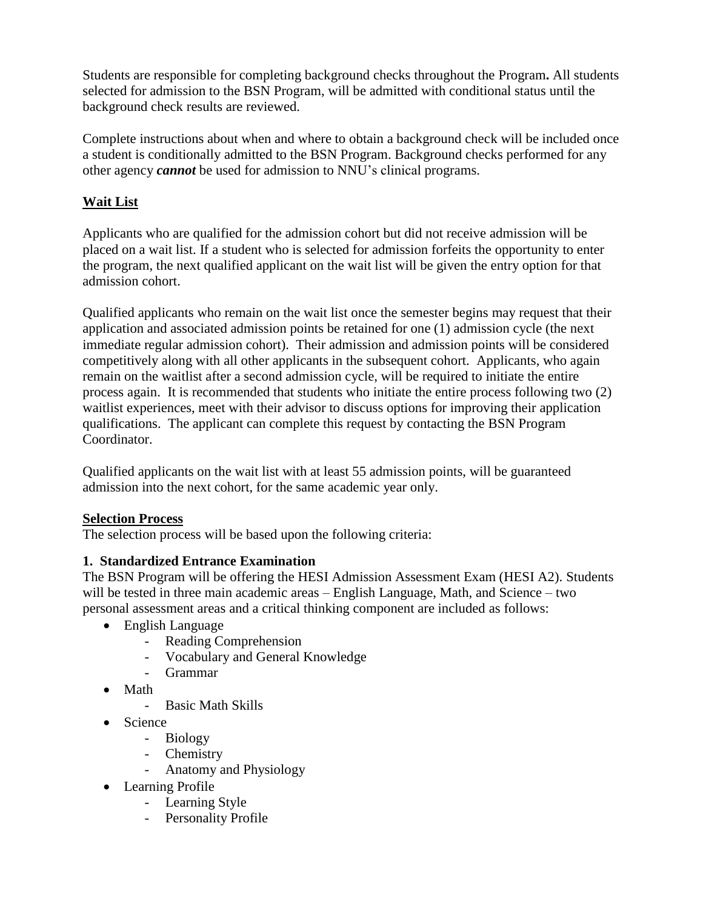Students are responsible for completing background checks throughout the Program**.** All students selected for admission to the BSN Program, will be admitted with conditional status until the background check results are reviewed.

Complete instructions about when and where to obtain a background check will be included once a student is conditionally admitted to the BSN Program. Background checks performed for any other agency ***cannot*** be used for admission to NNU's clinical programs.

## Wait List

Applicants who are qualified for the admission cohort but did not receive admission will be placed on a wait list. If a student who is selected for admission forfeits the opportunity to enter the program, the next qualified applicant on the wait list will be given the entry option for that admission cohort.

Qualified applicants who remain on the wait list once the semester begins may request that their application and associated admission points be retained for one (1) admission cycle (the next immediate regular admission cohort). Their admission and admission points will be considered competitively along with all other applicants in the subsequent cohort. Applicants, who again remain on the waitlist after a second admission cycle, will be required to initiate the entire process again. It is recommended that students who initiate the entire process following two (2) waitlist experiences, meet with their advisor to discuss options for improving their application qualifications. The applicant can complete this request by contacting the BSN Program Coordinator.

Qualified applicants on the wait list with at least 55 admission points, will be guaranteed admission into the next cohort, for the same academic year only.

## Selection Process

The selection process will be based upon the following criteria:

### 1. Standardized Entrance Examination

The BSN Program will be offering the HESI Admission Assessment Exam (HESI A2). Students will be tested in three main academic areas – English Language, Math, and Science – two personal assessment areas and a critical thinking component are included as follows:

- English Language
  - Reading Comprehension
  - Vocabulary and General Knowledge
  - Grammar
- Math
  - Basic Math Skills
- Science
  - Biology
  - Chemistry
  - Anatomy and Physiology
- Learning Profile
  - Learning Style
  - Personality Profile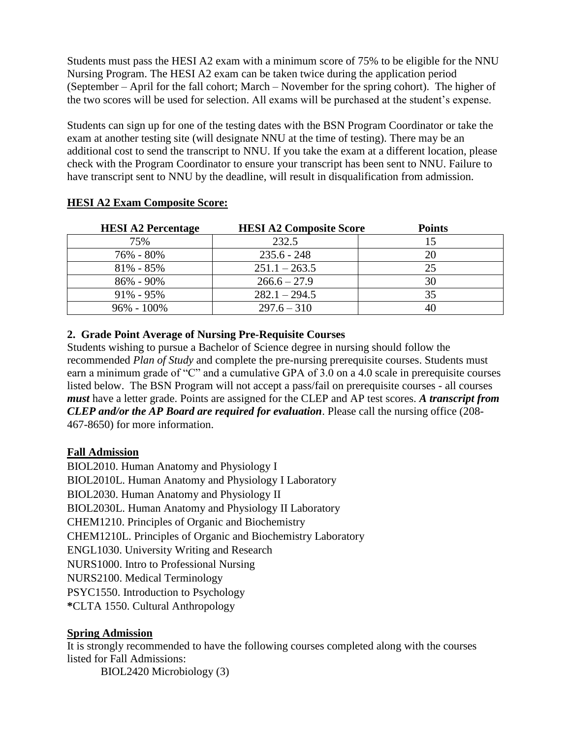Students must pass the HESI A2 exam with a minimum score of 75% to be eligible for the NNU Nursing Program. The HESI A2 exam can be taken twice during the application period (September – April for the fall cohort; March – November for the spring cohort). The higher of the two scores will be used for selection. All exams will be purchased at the student's expense.

Students can sign up for one of the testing dates with the BSN Program Coordinator or take the exam at another testing site (will designate NNU at the time of testing). There may be an additional cost to send the transcript to NNU. If you take the exam at a different location, please check with the Program Coordinator to ensure your transcript has been sent to NNU. Failure to have transcript sent to NNU by the deadline, will result in disqualification from admission.

**HESI A2 Exam Composite Score:**

| HESI A2 Percentage | HESI A2 Composite Score | Points |
|---|---|---|
| 75% | 232.5 | 15 |
| 76% - 80% | 235.6 - 248 | 20 |
| 81% - 85% | 251.1 – 263.5 | 25 |
| 86% - 90% | 266.6 – 27.9 | 30 |
| 91% - 95% | 282.1 – 294.5 | 35 |
| 96% - 100% | 297.6 – 310 | 40 |

**2. Grade Point Average of Nursing Pre-Requisite Courses**

Students wishing to pursue a Bachelor of Science degree in nursing should follow the recommended *Plan of Study* and complete the pre-nursing prerequisite courses. Students must earn a minimum grade of "C" and a cumulative GPA of 3.0 on a 4.0 scale in prerequisite courses listed below. The BSN Program will not accept a pass/fail on prerequisite courses - all courses ***must*** have a letter grade. Points are assigned for the CLEP and AP test scores. ***A transcript from CLEP and/or the AP Board are required for evaluation***. Please call the nursing office (208-467-8650) for more information.

**Fall Admission**

BIOL2010. Human Anatomy and Physiology I
BIOL2010L. Human Anatomy and Physiology I Laboratory
BIOL2030. Human Anatomy and Physiology II
BIOL2030L. Human Anatomy and Physiology II Laboratory
CHEM1210. Principles of Organic and Biochemistry
CHEM1210L. Principles of Organic and Biochemistry Laboratory
ENGL1030. University Writing and Research
NURS1000. Intro to Professional Nursing
NURS2100. Medical Terminology
PSYC1550. Introduction to Psychology
**\***CLTA 1550. Cultural Anthropology

**Spring Admission**

It is strongly recommended to have the following courses completed along with the courses listed for Fall Admissions:

BIOL2420 Microbiology (3)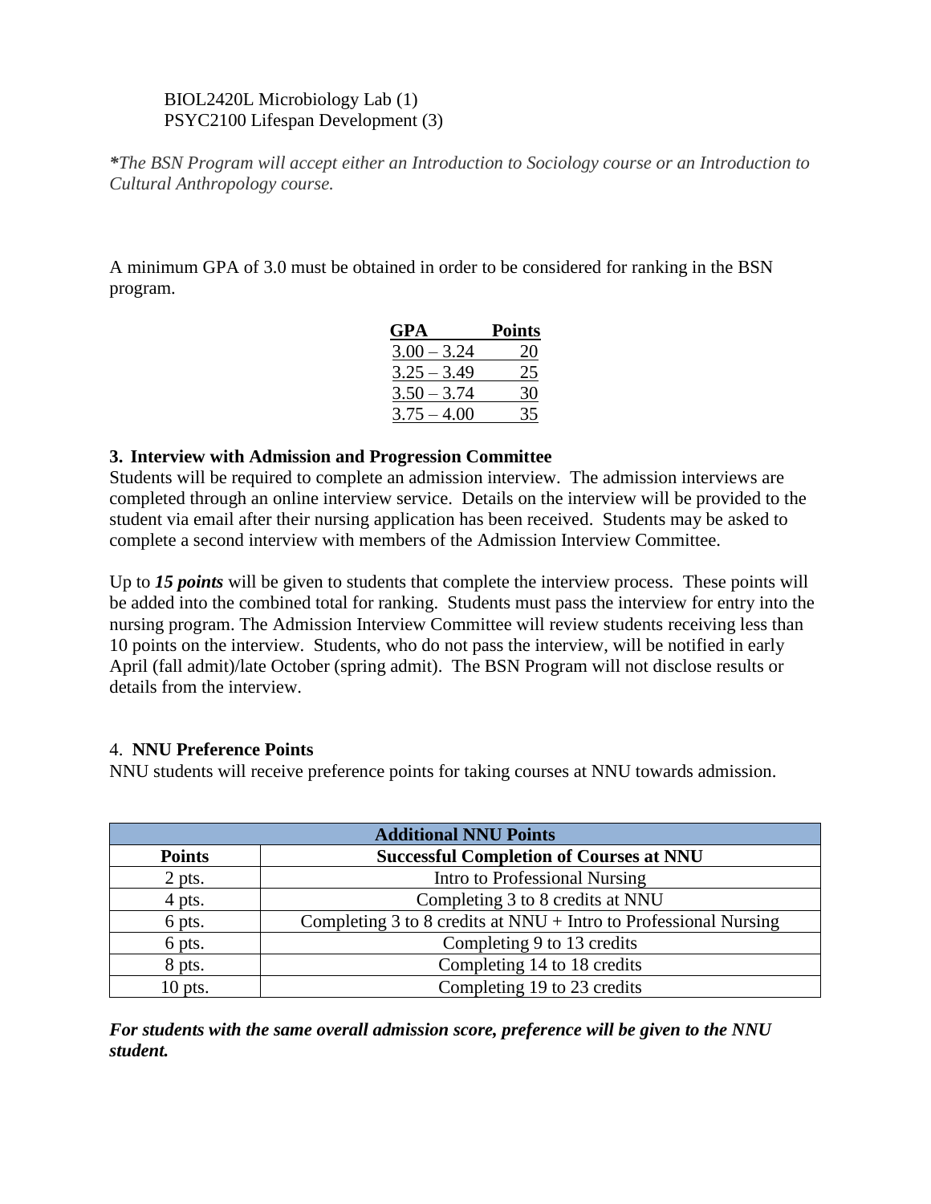BIOL2420L Microbiology Lab (1)
PSYC2100 Lifespan Development (3)

***The BSN Program will accept either an Introduction to Sociology course or an Introduction to Cultural Anthropology course.*

A minimum GPA of 3.0 must be obtained in order to be considered for ranking in the BSN program.

| GPA | Points |
|---|---|
| 3.00 – 3.24 | 20 |
| 3.25 – 3.49 | 25 |
| 3.50 – 3.74 | 30 |
| 3.75 – 4.00 | 35 |

### 3. Interview with Admission and Progression Committee

Students will be required to complete an admission interview. The admission interviews are completed through an online interview service. Details on the interview will be provided to the student via email after their nursing application has been received. Students may be asked to complete a second interview with members of the Admission Interview Committee.

Up to ***15 points*** will be given to students that complete the interview process. These points will be added into the combined total for ranking. Students must pass the interview for entry into the nursing program. The Admission Interview Committee will review students receiving less than 10 points on the interview. Students, who do not pass the interview, will be notified in early April (fall admit)/late October (spring admit). The BSN Program will not disclose results or details from the interview.

### 4. NNU Preference Points

NNU students will receive preference points for taking courses at NNU towards admission.

| Additional NNU Points | |
|---|---|
| **Points** | **Successful Completion of Courses at NNU** |
| 2 pts. | Intro to Professional Nursing |
| 4 pts. | Completing 3 to 8 credits at NNU |
| 6 pts. | Completing 3 to 8 credits at NNU + Intro to Professional Nursing |
| 6 pts. | Completing 9 to 13 credits |
| 8 pts. | Completing 14 to 18 credits |
| 10 pts. | Completing 19 to 23 credits |

***For students with the same overall admission score, preference will be given to the NNU student.***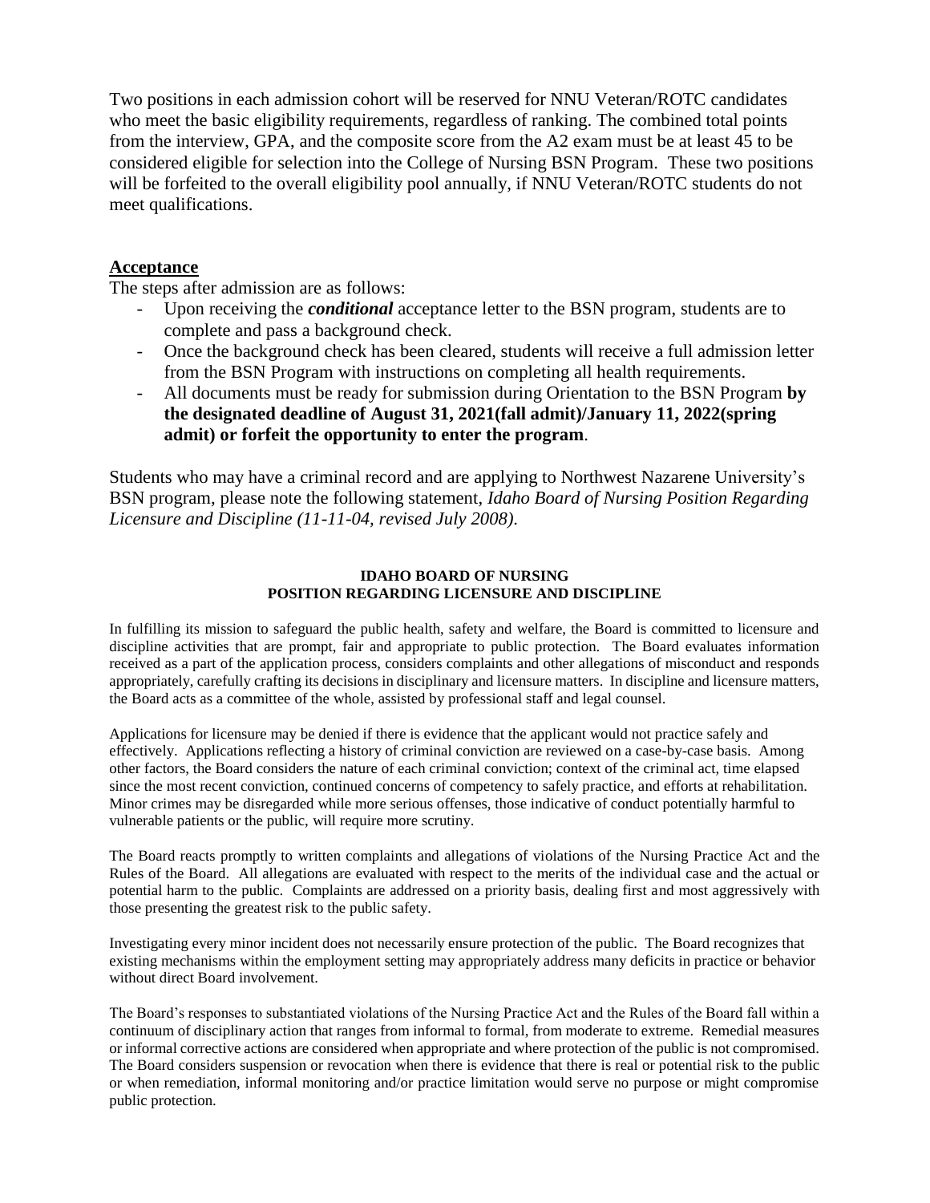Two positions in each admission cohort will be reserved for NNU Veteran/ROTC candidates who meet the basic eligibility requirements, regardless of ranking. The combined total points from the interview, GPA, and the composite score from the A2 exam must be at least 45 to be considered eligible for selection into the College of Nursing BSN Program. These two positions will be forfeited to the overall eligibility pool annually, if NNU Veteran/ROTC students do not meet qualifications.

## Acceptance

The steps after admission are as follows:

- Upon receiving the ***conditional*** acceptance letter to the BSN program, students are to complete and pass a background check.
- Once the background check has been cleared, students will receive a full admission letter from the BSN Program with instructions on completing all health requirements.
- All documents must be ready for submission during Orientation to the BSN Program **by the designated deadline of August 31, 2021(fall admit)/January 11, 2022(spring admit) or forfeit the opportunity to enter the program**.

Students who may have a criminal record and are applying to Northwest Nazarene University's BSN program, please note the following statement, *Idaho Board of Nursing Position Regarding Licensure and Discipline (11-11-04, revised July 2008).*

### IDAHO BOARD OF NURSING
### POSITION REGARDING LICENSURE AND DISCIPLINE

In fulfilling its mission to safeguard the public health, safety and welfare, the Board is committed to licensure and discipline activities that are prompt, fair and appropriate to public protection. The Board evaluates information received as a part of the application process, considers complaints and other allegations of misconduct and responds appropriately, carefully crafting its decisions in disciplinary and licensure matters. In discipline and licensure matters, the Board acts as a committee of the whole, assisted by professional staff and legal counsel.

Applications for licensure may be denied if there is evidence that the applicant would not practice safely and effectively. Applications reflecting a history of criminal conviction are reviewed on a case-by-case basis. Among other factors, the Board considers the nature of each criminal conviction; context of the criminal act, time elapsed since the most recent conviction, continued concerns of competency to safely practice, and efforts at rehabilitation. Minor crimes may be disregarded while more serious offenses, those indicative of conduct potentially harmful to vulnerable patients or the public, will require more scrutiny.

The Board reacts promptly to written complaints and allegations of violations of the Nursing Practice Act and the Rules of the Board. All allegations are evaluated with respect to the merits of the individual case and the actual or potential harm to the public. Complaints are addressed on a priority basis, dealing first and most aggressively with those presenting the greatest risk to the public safety.

Investigating every minor incident does not necessarily ensure protection of the public. The Board recognizes that existing mechanisms within the employment setting may appropriately address many deficits in practice or behavior without direct Board involvement.

The Board's responses to substantiated violations of the Nursing Practice Act and the Rules of the Board fall within a continuum of disciplinary action that ranges from informal to formal, from moderate to extreme. Remedial measures or informal corrective actions are considered when appropriate and where protection of the public is not compromised. The Board considers suspension or revocation when there is evidence that there is real or potential risk to the public or when remediation, informal monitoring and/or practice limitation would serve no purpose or might compromise public protection.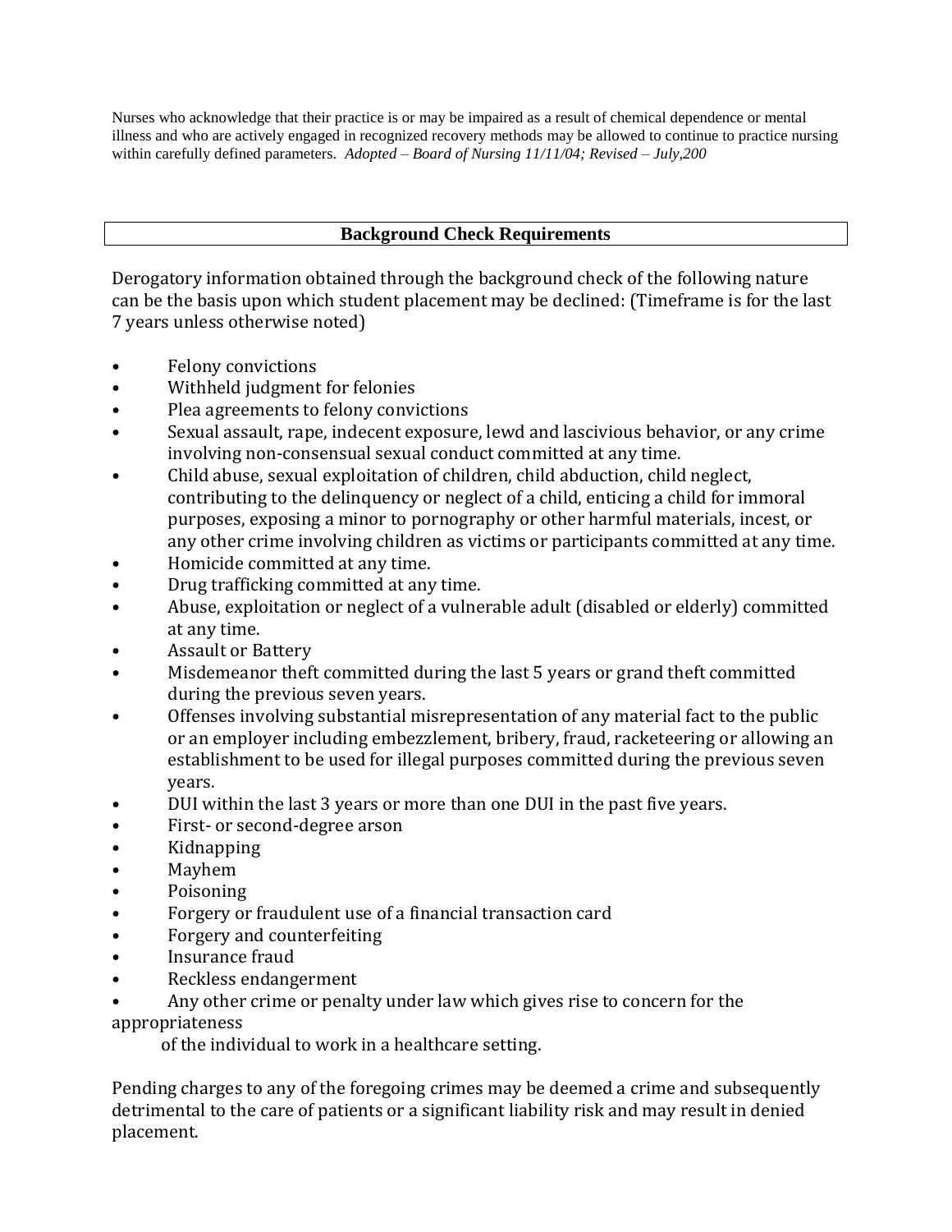Nurses who acknowledge that their practice is or may be impaired as a result of chemical dependence or mental illness and who are actively engaged in recognized recovery methods may be allowed to continue to practice nursing within carefully defined parameters. *Adopted – Board of Nursing 11/11/04; Revised – July,200*

## Background Check Requirements

Derogatory information obtained through the background check of the following nature can be the basis upon which student placement may be declined: (Timeframe is for the last 7 years unless otherwise noted)

- Felony convictions
- Withheld judgment for felonies
- Plea agreements to felony convictions
- Sexual assault, rape, indecent exposure, lewd and lascivious behavior, or any crime involving non-consensual sexual conduct committed at any time.
- Child abuse, sexual exploitation of children, child abduction, child neglect, contributing to the delinquency or neglect of a child, enticing a child for immoral purposes, exposing a minor to pornography or other harmful materials, incest, or any other crime involving children as victims or participants committed at any time.
- Homicide committed at any time.
- Drug trafficking committed at any time.
- Abuse, exploitation or neglect of a vulnerable adult (disabled or elderly) committed at any time.
- Assault or Battery
- Misdemeanor theft committed during the last 5 years or grand theft committed during the previous seven years.
- Offenses involving substantial misrepresentation of any material fact to the public or an employer including embezzlement, bribery, fraud, racketeering or allowing an establishment to be used for illegal purposes committed during the previous seven years.
- DUI within the last 3 years or more than one DUI in the past five years.
- First- or second-degree arson
- Kidnapping
- Mayhem
- Poisoning
- Forgery or fraudulent use of a financial transaction card
- Forgery and counterfeiting
- Insurance fraud
- Reckless endangerment
- Any other crime or penalty under law which gives rise to concern for the appropriateness of the individual to work in a healthcare setting.

Pending charges to any of the foregoing crimes may be deemed a crime and subsequently detrimental to the care of patients or a significant liability risk and may result in denied placement.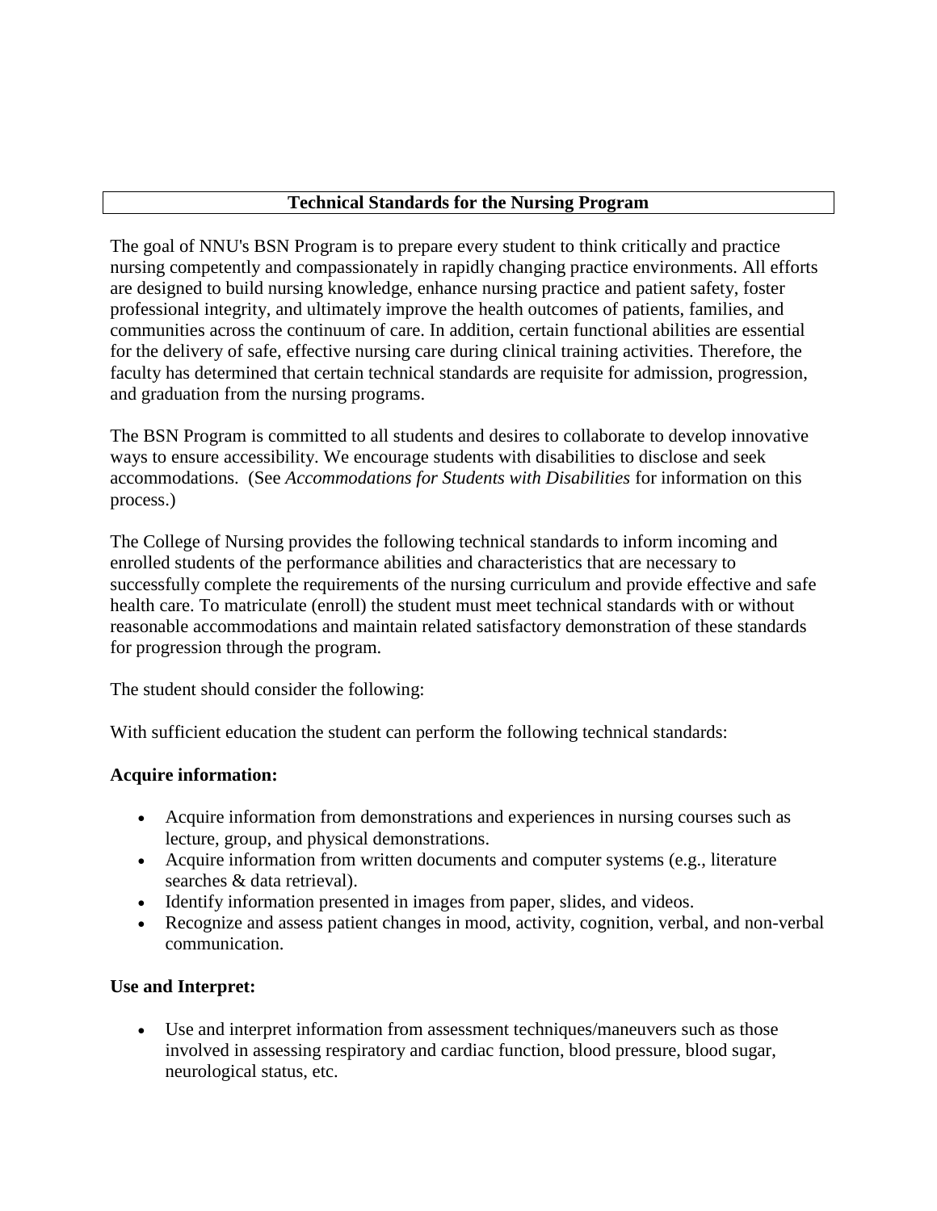## Technical Standards for the Nursing Program

The goal of NNU's BSN Program is to prepare every student to think critically and practice nursing competently and compassionately in rapidly changing practice environments. All efforts are designed to build nursing knowledge, enhance nursing practice and patient safety, foster professional integrity, and ultimately improve the health outcomes of patients, families, and communities across the continuum of care. In addition, certain functional abilities are essential for the delivery of safe, effective nursing care during clinical training activities. Therefore, the faculty has determined that certain technical standards are requisite for admission, progression, and graduation from the nursing programs.

The BSN Program is committed to all students and desires to collaborate to develop innovative ways to ensure accessibility. We encourage students with disabilities to disclose and seek accommodations. (See *Accommodations for Students with Disabilities* for information on this process.)

The College of Nursing provides the following technical standards to inform incoming and enrolled students of the performance abilities and characteristics that are necessary to successfully complete the requirements of the nursing curriculum and provide effective and safe health care. To matriculate (enroll) the student must meet technical standards with or without reasonable accommodations and maintain related satisfactory demonstration of these standards for progression through the program.

The student should consider the following:

With sufficient education the student can perform the following technical standards:

**Acquire information:**

- Acquire information from demonstrations and experiences in nursing courses such as lecture, group, and physical demonstrations.
- Acquire information from written documents and computer systems (e.g., literature searches & data retrieval).
- Identify information presented in images from paper, slides, and videos.
- Recognize and assess patient changes in mood, activity, cognition, verbal, and non-verbal communication.

**Use and Interpret:**

- Use and interpret information from assessment techniques/maneuvers such as those involved in assessing respiratory and cardiac function, blood pressure, blood sugar, neurological status, etc.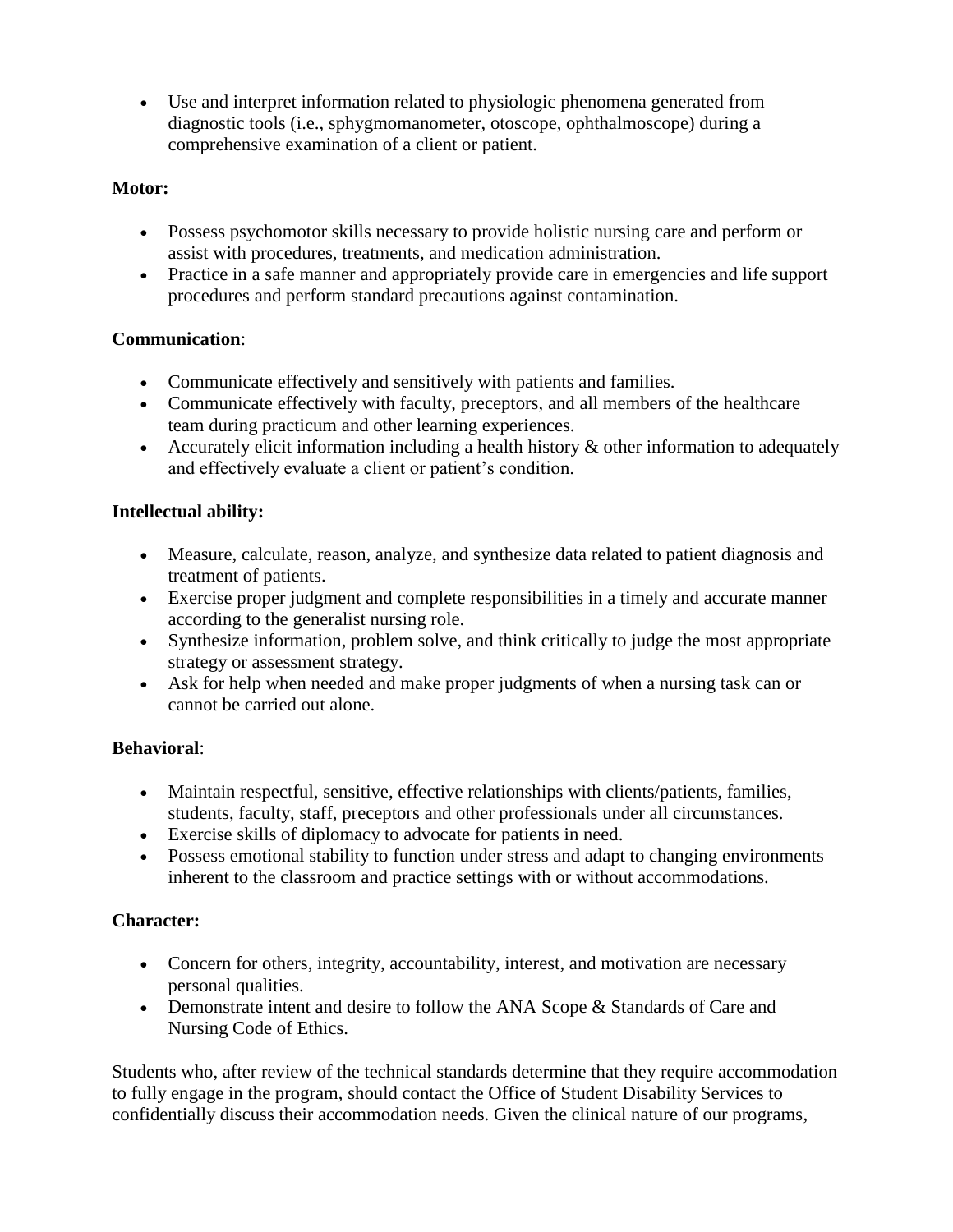- Use and interpret information related to physiologic phenomena generated from diagnostic tools (i.e., sphygmomanometer, otoscope, ophthalmoscope) during a comprehensive examination of a client or patient.

**Motor:**

- Possess psychomotor skills necessary to provide holistic nursing care and perform or assist with procedures, treatments, and medication administration.
- Practice in a safe manner and appropriately provide care in emergencies and life support procedures and perform standard precautions against contamination.

**Communication**:

- Communicate effectively and sensitively with patients and families.
- Communicate effectively with faculty, preceptors, and all members of the healthcare team during practicum and other learning experiences.
- Accurately elicit information including a health history & other information to adequately and effectively evaluate a client or patient's condition.

**Intellectual ability:**

- Measure, calculate, reason, analyze, and synthesize data related to patient diagnosis and treatment of patients.
- Exercise proper judgment and complete responsibilities in a timely and accurate manner according to the generalist nursing role.
- Synthesize information, problem solve, and think critically to judge the most appropriate strategy or assessment strategy.
- Ask for help when needed and make proper judgments of when a nursing task can or cannot be carried out alone.

**Behavioral**:

- Maintain respectful, sensitive, effective relationships with clients/patients, families, students, faculty, staff, preceptors and other professionals under all circumstances.
- Exercise skills of diplomacy to advocate for patients in need.
- Possess emotional stability to function under stress and adapt to changing environments inherent to the classroom and practice settings with or without accommodations.

**Character:**

- Concern for others, integrity, accountability, interest, and motivation are necessary personal qualities.
- Demonstrate intent and desire to follow the ANA Scope & Standards of Care and Nursing Code of Ethics.

Students who, after review of the technical standards determine that they require accommodation to fully engage in the program, should contact the Office of Student Disability Services to confidentially discuss their accommodation needs. Given the clinical nature of our programs,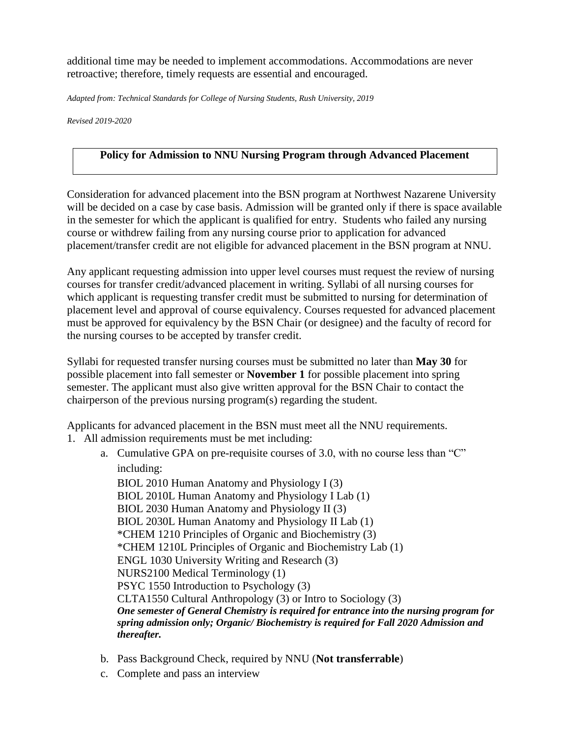additional time may be needed to implement accommodations. Accommodations are never retroactive; therefore, timely requests are essential and encouraged.

*Adapted from: Technical Standards for College of Nursing Students, Rush University, 2019*

*Revised 2019-2020*

## Policy for Admission to NNU Nursing Program through Advanced Placement

Consideration for advanced placement into the BSN program at Northwest Nazarene University will be decided on a case by case basis. Admission will be granted only if there is space available in the semester for which the applicant is qualified for entry. Students who failed any nursing course or withdrew failing from any nursing course prior to application for advanced placement/transfer credit are not eligible for advanced placement in the BSN program at NNU.

Any applicant requesting admission into upper level courses must request the review of nursing courses for transfer credit/advanced placement in writing. Syllabi of all nursing courses for which applicant is requesting transfer credit must be submitted to nursing for determination of placement level and approval of course equivalency. Courses requested for advanced placement must be approved for equivalency by the BSN Chair (or designee) and the faculty of record for the nursing courses to be accepted by transfer credit.

Syllabi for requested transfer nursing courses must be submitted no later than **May 30** for possible placement into fall semester or **November 1** for possible placement into spring semester. The applicant must also give written approval for the BSN Chair to contact the chairperson of the previous nursing program(s) regarding the student.

Applicants for advanced placement in the BSN must meet all the NNU requirements.

1. All admission requirements must be met including:
   a. Cumulative GPA on pre-requisite courses of 3.0, with no course less than "C" including:
      BIOL 2010 Human Anatomy and Physiology I (3)
      BIOL 2010L Human Anatomy and Physiology I Lab (1)
      BIOL 2030 Human Anatomy and Physiology II (3)
      BIOL 2030L Human Anatomy and Physiology II Lab (1)
      *CHEM 1210 Principles of Organic and Biochemistry (3)
      *CHEM 1210L Principles of Organic and Biochemistry Lab (1)
      ENGL 1030 University Writing and Research (3)
      NURS2100 Medical Terminology (1)
      PSYC 1550 Introduction to Psychology (3)
      CLTA1550 Cultural Anthropology (3) or Intro to Sociology (3)
      ***One semester of General Chemistry is required for entrance into the nursing program for spring admission only; Organic/ Biochemistry is required for Fall 2020 Admission and thereafter.***
   b. Pass Background Check, required by NNU (**Not transferrable**)
   c. Complete and pass an interview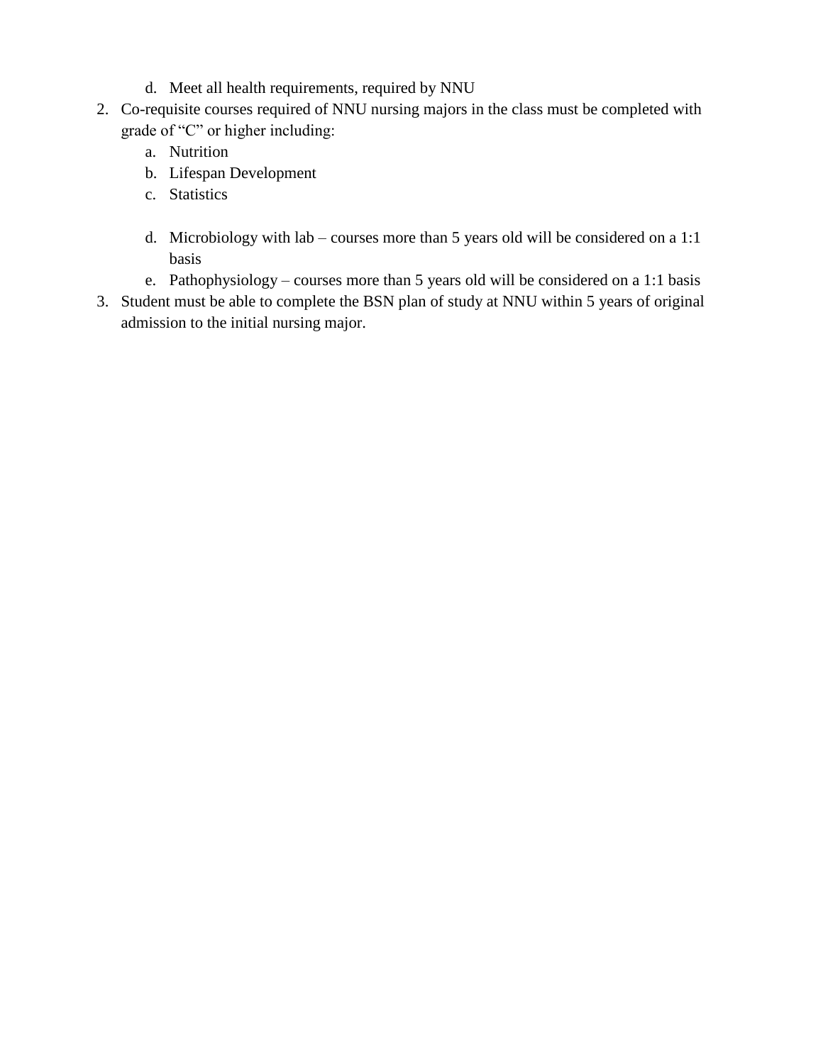d. Meet all health requirements, required by NNU
2. Co-requisite courses required of NNU nursing majors in the class must be completed with grade of "C" or higher including:
   a. Nutrition
   b. Lifespan Development
   c. Statistics
   d. Microbiology with lab – courses more than 5 years old will be considered on a 1:1 basis
   e. Pathophysiology – courses more than 5 years old will be considered on a 1:1 basis
3. Student must be able to complete the BSN plan of study at NNU within 5 years of original admission to the initial nursing major.